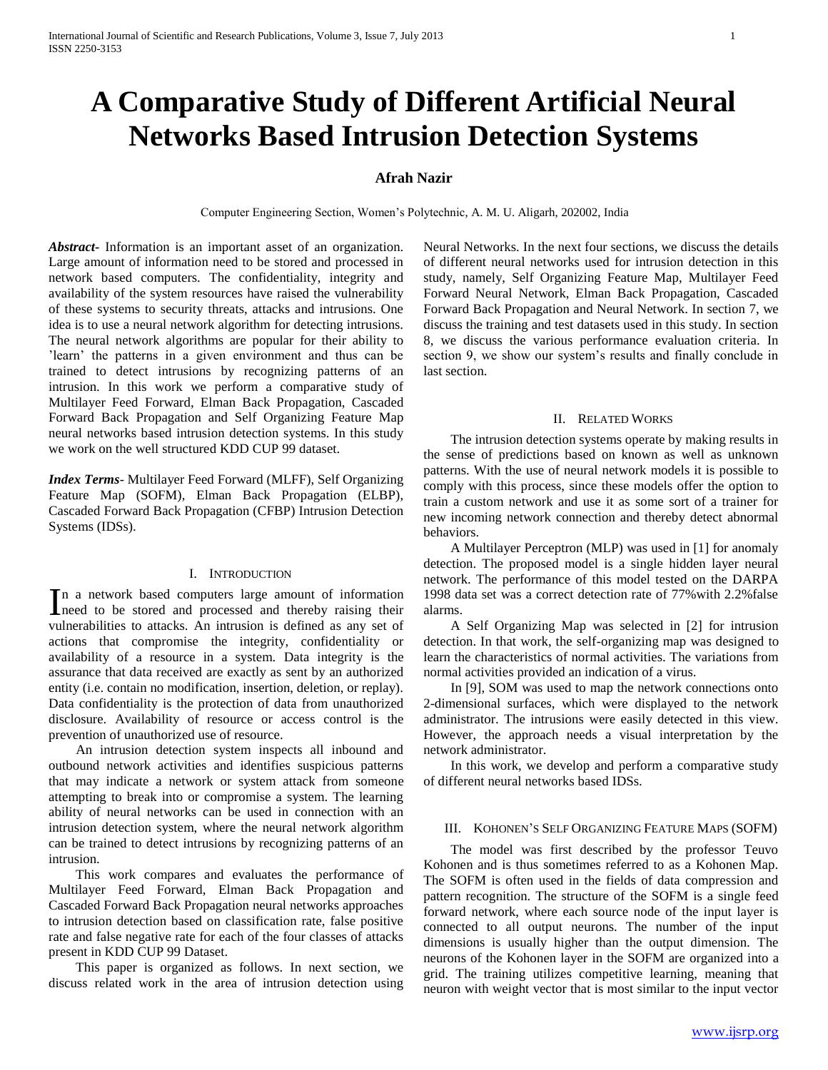# A Comparative Study of Different Artificial Neural Networks Based Intrusion Detection Systems

**Afrah Nazir**

Computer Engineering Section, Women's Polytechnic, A. M. U. Aligarh, 202002, India

***Abstract***- Information is an important asset of an organization. Large amount of information need to be stored and processed in network based computers. The confidentiality, integrity and availability of the system resources have raised the vulnerability of these systems to security threats, attacks and intrusions. One idea is to use a neural network algorithm for detecting intrusions. The neural network algorithms are popular for their ability to 'learn' the patterns in a given environment and thus can be trained to detect intrusions by recognizing patterns of an intrusion. In this work we perform a comparative study of Multilayer Feed Forward, Elman Back Propagation, Cascaded Forward Back Propagation and Self Organizing Feature Map neural networks based intrusion detection systems. In this study we work on the well structured KDD CUP 99 dataset.

***Index Terms***- Multilayer Feed Forward (MLFF), Self Organizing Feature Map (SOFM), Elman Back Propagation (ELBP), Cascaded Forward Back Propagation (CFBP) Intrusion Detection Systems (IDSs).

## I. Introduction

In a network based computers large amount of information need to be stored and processed and thereby raising their vulnerabilities to attacks. An intrusion is defined as any set of actions that compromise the integrity, confidentiality or availability of a resource in a system. Data integrity is the assurance that data received are exactly as sent by an authorized entity (i.e. contain no modification, insertion, deletion, or replay). Data confidentiality is the protection of data from unauthorized disclosure. Availability of resource or access control is the prevention of unauthorized use of resource.

An intrusion detection system inspects all inbound and outbound network activities and identifies suspicious patterns that may indicate a network or system attack from someone attempting to break into or compromise a system. The learning ability of neural networks can be used in connection with an intrusion detection system, where the neural network algorithm can be trained to detect intrusions by recognizing patterns of an intrusion.

This work compares and evaluates the performance of Multilayer Feed Forward, Elman Back Propagation and Cascaded Forward Back Propagation neural networks approaches to intrusion detection based on classification rate, false positive rate and false negative rate for each of the four classes of attacks present in KDD CUP 99 Dataset.

This paper is organized as follows. In next section, we discuss related work in the area of intrusion detection using Neural Networks. In the next four sections, we discuss the details of different neural networks used for intrusion detection in this study, namely, Self Organizing Feature Map, Multilayer Feed Forward Neural Network, Elman Back Propagation, Cascaded Forward Back Propagation and Neural Network. In section 7, we discuss the training and test datasets used in this study. In section 8, we discuss the various performance evaluation criteria. In section 9, we show our system's results and finally conclude in last section.

## II. Related Works

The intrusion detection systems operate by making results in the sense of predictions based on known as well as unknown patterns. With the use of neural network models it is possible to comply with this process, since these models offer the option to train a custom network and use it as some sort of a trainer for new incoming network connection and thereby detect abnormal behaviors.

A Multilayer Perceptron (MLP) was used in [1] for anomaly detection. The proposed model is a single hidden layer neural network. The performance of this model tested on the DARPA 1998 data set was a correct detection rate of 77%with 2.2%false alarms.

A Self Organizing Map was selected in [2] for intrusion detection. In that work, the self-organizing map was designed to learn the characteristics of normal activities. The variations from normal activities provided an indication of a virus.

In [9], SOM was used to map the network connections onto 2-dimensional surfaces, which were displayed to the network administrator. The intrusions were easily detected in this view. However, the approach needs a visual interpretation by the network administrator.

In this work, we develop and perform a comparative study of different neural networks based IDSs.

## III. Kohonen's Self Organizing Feature Maps (SOFM)

The model was first described by the professor Teuvo Kohonen and is thus sometimes referred to as a Kohonen Map. The SOFM is often used in the fields of data compression and pattern recognition. The structure of the SOFM is a single feed forward network, where each source node of the input layer is connected to all output neurons. The number of the input dimensions is usually higher than the output dimension. The neurons of the Kohonen layer in the SOFM are organized into a grid. The training utilizes competitive learning, meaning that neuron with weight vector that is most similar to the input vector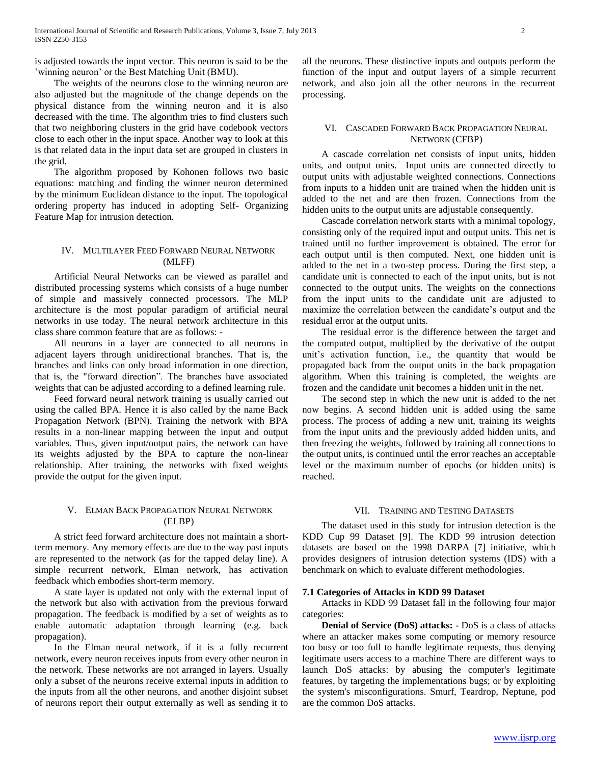is adjusted towards the input vector. This neuron is said to be the 'winning neuron' or the Best Matching Unit (BMU).

The weights of the neurons close to the winning neuron are also adjusted but the magnitude of the change depends on the physical distance from the winning neuron and it is also decreased with the time. The algorithm tries to find clusters such that two neighboring clusters in the grid have codebook vectors close to each other in the input space. Another way to look at this is that related data in the input data set are grouped in clusters in the grid.

The algorithm proposed by Kohonen follows two basic equations: matching and finding the winner neuron determined by the minimum Euclidean distance to the input. The topological ordering property has induced in adopting Self- Organizing Feature Map for intrusion detection.

## IV. Multilayer Feed Forward Neural Network (MLFF)

Artificial Neural Networks can be viewed as parallel and distributed processing systems which consists of a huge number of simple and massively connected processors. The MLP architecture is the most popular paradigm of artificial neural networks in use today. The neural network architecture in this class share common feature that are as follows: -

All neurons in a layer are connected to all neurons in adjacent layers through unidirectional branches. That is, the branches and links can only broad information in one direction, that is, the "forward direction". The branches have associated weights that can be adjusted according to a defined learning rule.

Feed forward neural network training is usually carried out using the called BPA. Hence it is also called by the name Back Propagation Network (BPN). Training the network with BPA results in a non-linear mapping between the input and output variables. Thus, given input/output pairs, the network can have its weights adjusted by the BPA to capture the non-linear relationship. After training, the networks with fixed weights provide the output for the given input.

## V. Elman Back Propagation Neural Network (ELBP)

A strict feed forward architecture does not maintain a short-term memory. Any memory effects are due to the way past inputs are represented to the network (as for the tapped delay line). A simple recurrent network, Elman network, has activation feedback which embodies short-term memory.

A state layer is updated not only with the external input of the network but also with activation from the previous forward propagation. The feedback is modified by a set of weights as to enable automatic adaptation through learning (e.g. back propagation).

In the Elman neural network, if it is a fully recurrent network, every neuron receives inputs from every other neuron in the network. These networks are not arranged in layers. Usually only a subset of the neurons receive external inputs in addition to the inputs from all the other neurons, and another disjoint subset of neurons report their output externally as well as sending it to all the neurons. These distinctive inputs and outputs perform the function of the input and output layers of a simple recurrent network, and also join all the other neurons in the recurrent processing.

## VI. Cascaded Forward Back Propagation Neural Network (CFBP)

A cascade correlation net consists of input units, hidden units, and output units. Input units are connected directly to output units with adjustable weighted connections. Connections from inputs to a hidden unit are trained when the hidden unit is added to the net and are then frozen. Connections from the hidden units to the output units are adjustable consequently.

Cascade correlation network starts with a minimal topology, consisting only of the required input and output units. This net is trained until no further improvement is obtained. The error for each output until is then computed. Next, one hidden unit is added to the net in a two-step process. During the first step, a candidate unit is connected to each of the input units, but is not connected to the output units. The weights on the connections from the input units to the candidate unit are adjusted to maximize the correlation between the candidate's output and the residual error at the output units.

The residual error is the difference between the target and the computed output, multiplied by the derivative of the output unit's activation function, i.e., the quantity that would be propagated back from the output units in the back propagation algorithm. When this training is completed, the weights are frozen and the candidate unit becomes a hidden unit in the net.

The second step in which the new unit is added to the net now begins. A second hidden unit is added using the same process. The process of adding a new unit, training its weights from the input units and the previously added hidden units, and then freezing the weights, followed by training all connections to the output units, is continued until the error reaches an acceptable level or the maximum number of epochs (or hidden units) is reached.

## VII. Training and Testing Datasets

The dataset used in this study for intrusion detection is the KDD Cup 99 Dataset [9]. The KDD 99 intrusion detection datasets are based on the 1998 DARPA [7] initiative, which provides designers of intrusion detection systems (IDS) with a benchmark on which to evaluate different methodologies.

### 7.1 Categories of Attacks in KDD 99 Dataset

Attacks in KDD 99 Dataset fall in the following four major categories:

**Denial of Service (DoS) attacks: -** DoS is a class of attacks where an attacker makes some computing or memory resource too busy or too full to handle legitimate requests, thus denying legitimate users access to a machine There are different ways to launch DoS attacks: by abusing the computer's legitimate features, by targeting the implementations bugs; or by exploiting the system's misconfigurations. Smurf, Teardrop, Neptune, pod are the common DoS attacks.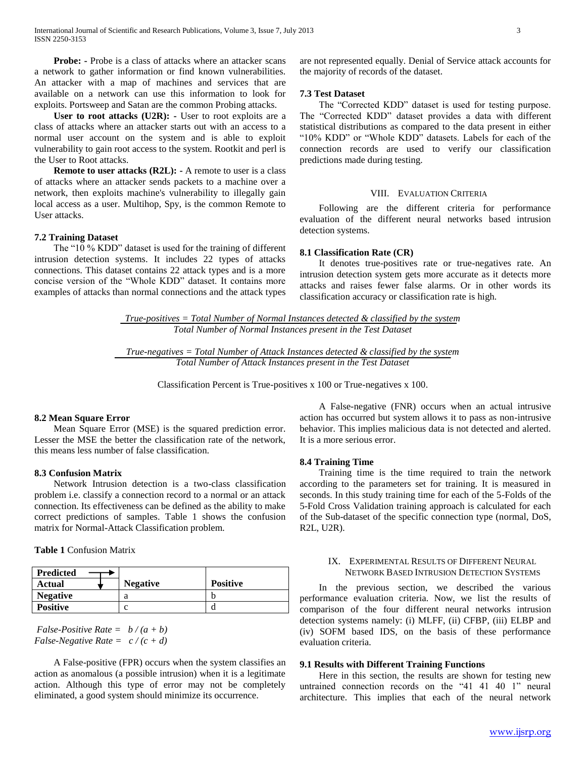**Probe: -** Probe is a class of attacks where an attacker scans a network to gather information or find known vulnerabilities. An attacker with a map of machines and services that are available on a network can use this information to look for exploits. Portsweep and Satan are the common Probing attacks.

**User to root attacks (U2R): -** User to root exploits are a class of attacks where an attacker starts out with an access to a normal user account on the system and is able to exploit vulnerability to gain root access to the system. Rootkit and perl is the User to Root attacks.

**Remote to user attacks (R2L): -** A remote to user is a class of attacks where an attacker sends packets to a machine over a network, then exploits machine's vulnerability to illegally gain local access as a user. Multihop, Spy, is the common Remote to User attacks.

### 7.2 Training Dataset

The "10 % KDD" dataset is used for the training of different intrusion detection systems. It includes 22 types of attacks connections. This dataset contains 22 attack types and is a more concise version of the "Whole KDD" dataset. It contains more examples of attacks than normal connections and the attack types are not represented equally. Denial of Service attack accounts for the majority of records of the dataset.

### 7.3 Test Dataset

The "Corrected KDD" dataset is used for testing purpose. The "Corrected KDD" dataset provides a data with different statistical distributions as compared to the data present in either "10% KDD" or "Whole KDD" datasets. Labels for each of the connection records are used to verify our classification predictions made during testing.

## VIII. Evaluation Criteria

Following are the different criteria for performance evaluation of the different neural networks based intrusion detection systems.

### 8.1 Classification Rate (CR)

It denotes true-positives rate or true-negatives rate. An intrusion detection system gets more accurate as it detects more attacks and raises fewer false alarms. Or in other words its classification accuracy or classification rate is high.

$$\text{True-positives} = \frac{\text{Total Number of Normal Instances detected \& classified by the system}}{\text{Total Number of Normal Instances present in the Test Dataset}}$$

$$\text{True-negatives} = \frac{\text{Total Number of Attack Instances detected \& classified by the system}}{\text{Total Number of Attack Instances present in the Test Dataset}}$$

Classification Percent is True-positives x 100 or True-negatives x 100.

### 8.2 Mean Square Error

Mean Square Error (MSE) is the squared prediction error. Lesser the MSE the better the classification rate of the network, this means less number of false classification.

### 8.3 Confusion Matrix

Network Intrusion detection is a two-class classification problem i.e. classify a connection record to a normal or an attack connection. Its effectiveness can be defined as the ability to make correct predictions of samples. Table 1 shows the confusion matrix for Normal-Attack Classification problem.

**Table 1** Confusion Matrix

| Predicted → / Actual ↓ | Negative | Positive |
|---|---|---|
| **Negative** | a | b |
| **Positive** | c | d |

*False-Positive Rate* = $b / (a + b)$
*False-Negative Rate* = $c / (c + d)$

A False-positive (FPR) occurs when the system classifies an action as anomalous (a possible intrusion) when it is a legitimate action. Although this type of error may not be completely eliminated, a good system should minimize its occurrence.

A False-negative (FNR) occurs when an actual intrusive action has occurred but system allows it to pass as non-intrusive behavior. This implies malicious data is not detected and alerted. It is a more serious error.

### 8.4 Training Time

Training time is the time required to train the network according to the parameters set for training. It is measured in seconds. In this study training time for each of the 5-Folds of the 5-Fold Cross Validation training approach is calculated for each of the Sub-dataset of the specific connection type (normal, DoS, R2L, U2R).

## IX. Experimental Results of Different Neural Network Based Intrusion Detection Systems

In the previous section, we described the various performance evaluation criteria. Now, we list the results of comparison of the four different neural networks intrusion detection systems namely: (i) MLFF, (ii) CFBP, (iii) ELBP and (iv) SOFM based IDS, on the basis of these performance evaluation criteria.

### 9.1 Results with Different Training Functions

Here in this section, the results are shown for testing new untrained connection records on the "41 41 40 1" neural architecture. This implies that each of the neural network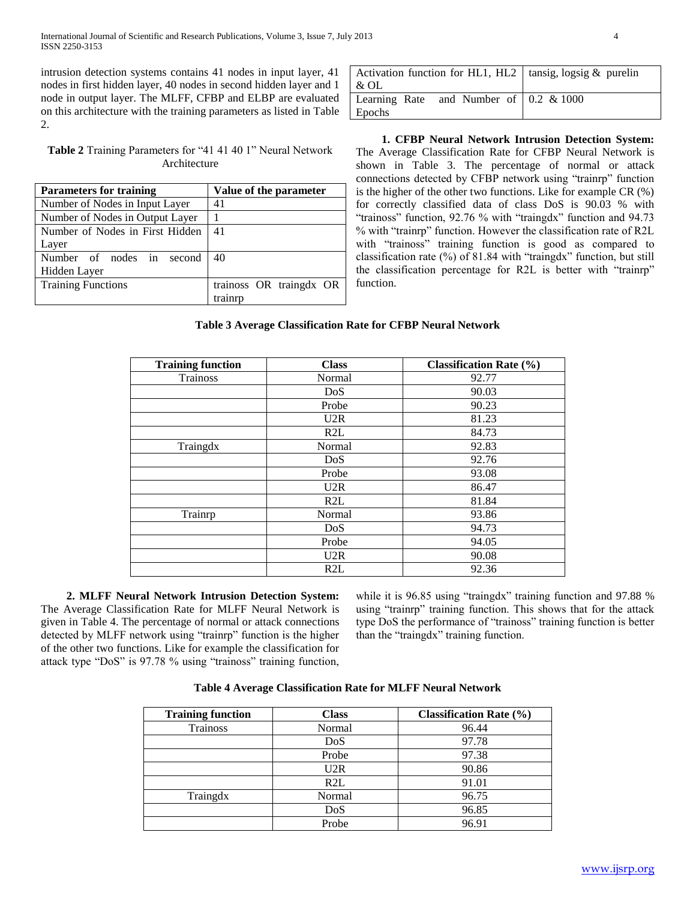intrusion detection systems contains 41 nodes in input layer, 41 nodes in first hidden layer, 40 nodes in second hidden layer and 1 node in output layer. The MLFF, CFBP and ELBP are evaluated on this architecture with the training parameters as listed in Table 2.

**Table 2** Training Parameters for "41 41 40 1" Neural Network Architecture

| Parameters for training | Value of the parameter |
|---|---|
| Number of Nodes in Input Layer | 41 |
| Number of Nodes in Output Layer | 1 |
| Number of Nodes in First Hidden Layer | 41 |
| Number of nodes in second Hidden Layer | 40 |
| Training Functions | trainoss OR traingdx OR trainrp |
| Activation function for HL1, HL2 & OL | tansig, logsig & purelin |
| Learning Rate and Number of Epochs | 0.2 & 1000 |

**1. CFBP Neural Network Intrusion Detection System:** The Average Classification Rate for CFBP Neural Network is shown in Table 3. The percentage of normal or attack connections detected by CFBP network using "trainrp" function is the higher of the other two functions. Like for example CR (%) for correctly classified data of class DoS is 90.03 % with "trainoss" function, 92.76 % with "traingdx" function and 94.73 % with "trainrp" function. However the classification rate of R2L with "trainoss" training function is good as compared to classification rate (%) of 81.84 with "traingdx" function, but still the classification percentage for R2L is better with "trainrp" function.

**Table 3 Average Classification Rate for CFBP Neural Network**

| Training function | Class | Classification Rate (%) |
|---|---|---|
| Trainoss | Normal | 92.77 |
| | DoS | 90.03 |
| | Probe | 90.23 |
| | U2R | 81.23 |
| | R2L | 84.73 |
| Traingdx | Normal | 92.83 |
| | DoS | 92.76 |
| | Probe | 93.08 |
| | U2R | 86.47 |
| | R2L | 81.84 |
| Trainrp | Normal | 93.86 |
| | DoS | 94.73 |
| | Probe | 94.05 |
| | U2R | 90.08 |
| | R2L | 92.36 |

**2. MLFF Neural Network Intrusion Detection System:** The Average Classification Rate for MLFF Neural Network is given in Table 4. The percentage of normal or attack connections detected by MLFF network using "trainrp" function is the higher of the other two functions. Like for example the classification for attack type "DoS" is 97.78 % using "trainoss" training function, while it is 96.85 using "traingdx" training function and 97.88 % using "trainrp" training function. This shows that for the attack type DoS the performance of "trainoss" training function is better than the "traingdx" training function.

**Table 4 Average Classification Rate for MLFF Neural Network**

| Training function | Class | Classification Rate (%) |
|---|---|---|
| Trainoss | Normal | 96.44 |
| | DoS | 97.78 |
| | Probe | 97.38 |
| | U2R | 90.86 |
| | R2L | 91.01 |
| Traingdx | Normal | 96.75 |
| | DoS | 96.85 |
| | Probe | 96.91 |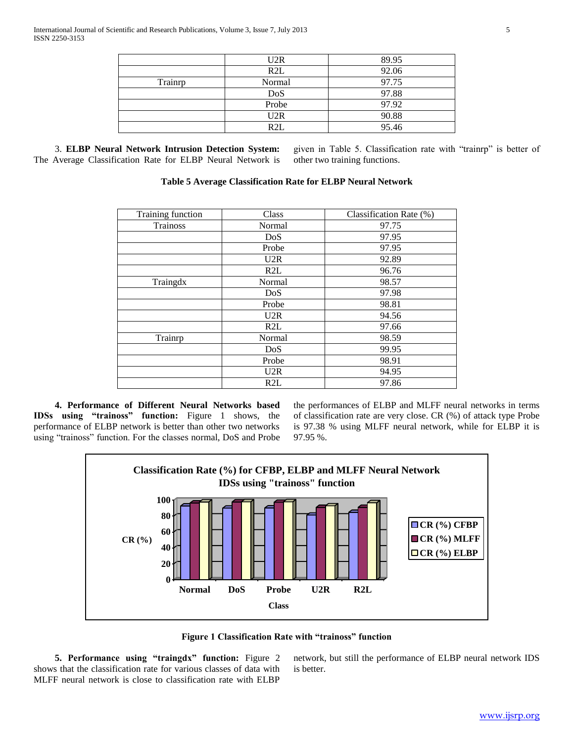|  | U2R | 89.95 |
| --- | --- | --- |
|  | R2L | 92.06 |
| Trainrp | Normal | 97.75 |
|  | DoS | 97.88 |
|  | Probe | 97.92 |
|  | U2R | 90.88 |
|  | R2L | 95.46 |

3. **ELBP Neural Network Intrusion Detection System:** The Average Classification Rate for ELBP Neural Network is given in Table 5. Classification rate with "trainrp" is better of other two training functions.

**Table 5 Average Classification Rate for ELBP Neural Network**

| Training function | Class | Classification Rate (%) |
| --- | --- | --- |
| Trainoss | Normal | 97.75 |
|  | DoS | 97.95 |
|  | Probe | 97.95 |
|  | U2R | 92.89 |
|  | R2L | 96.76 |
| Traingdx | Normal | 98.57 |
|  | DoS | 97.98 |
|  | Probe | 98.81 |
|  | U2R | 94.56 |
|  | R2L | 97.66 |
| Trainrp | Normal | 98.59 |
|  | DoS | 99.95 |
|  | Probe | 98.91 |
|  | U2R | 94.95 |
|  | R2L | 97.86 |

**4. Performance of Different Neural Networks based IDSs using "trainoss" function:** Figure 1 shows, the performance of ELBP network is better than other two networks using "trainoss" function. For the classes normal, DoS and Probe the performances of ELBP and MLFF neural networks in terms of classification rate are very close. CR (%) of attack type Probe is 97.38 % using MLFF neural network, while for ELBP it is 97.95 %.

**Figure 1 Classification Rate with "trainoss" function**

**5. Performance using "traingdx" function:** Figure 2 shows that the classification rate for various classes of data with MLFF neural network is close to classification rate with ELBP network, but still the performance of ELBP neural network IDS is better.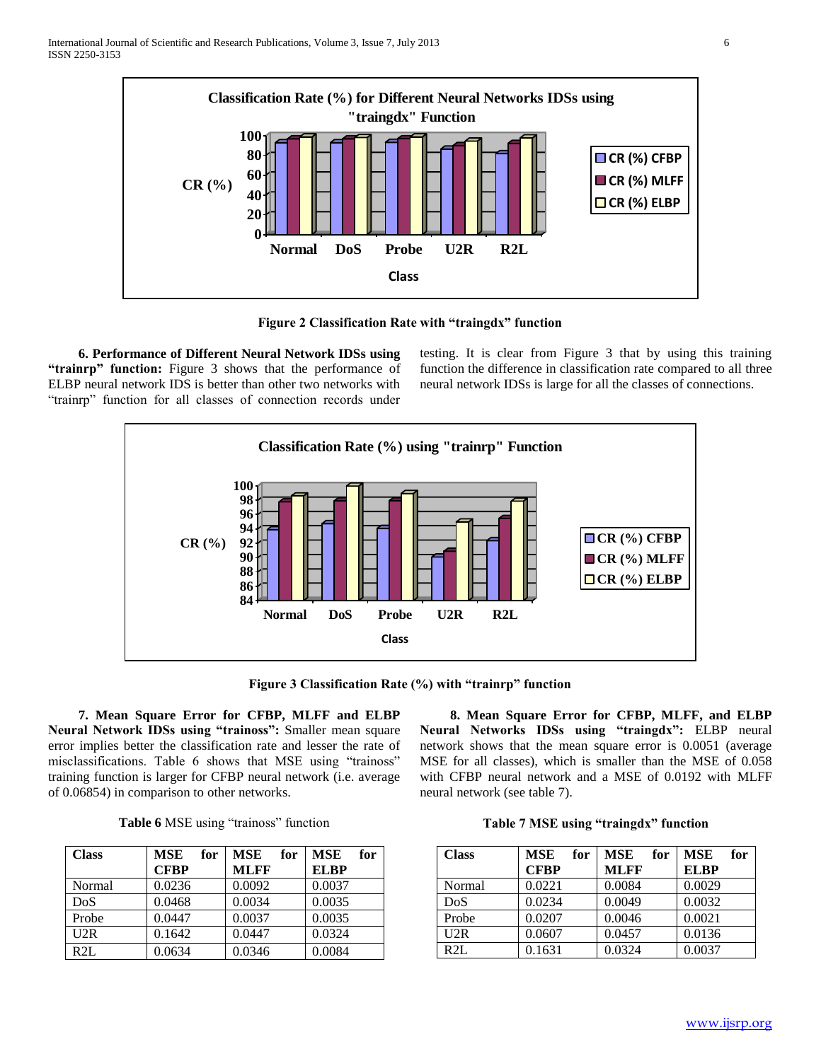Figure 2 Classification Rate with "traingdx" function

**6. Performance of Different Neural Network IDSs using "trainrp" function:** Figure 3 shows that the performance of ELBP neural network IDS is better than other two networks with "trainrp" function for all classes of connection records under testing. It is clear from Figure 3 that by using this training function the difference in classification rate compared to all three neural network IDSs is large for all the classes of connections.

Figure 3 Classification Rate (%) with "trainrp" function

**7. Mean Square Error for CFBP, MLFF and ELBP Neural Network IDSs using "trainoss":** Smaller mean square error implies better the classification rate and lesser the rate of misclassifications. Table 6 shows that MSE using "trainoss" training function is larger for CFBP neural network (i.e. average of 0.06854) in comparison to other networks.

**Table 6** MSE using "trainoss" function

| Class | MSE for CFBP | MSE for MLFF | MSE for ELBP |
|---|---|---|---|
| Normal | 0.0236 | 0.0092 | 0.0037 |
| DoS | 0.0468 | 0.0034 | 0.0035 |
| Probe | 0.0447 | 0.0037 | 0.0035 |
| U2R | 0.1642 | 0.0447 | 0.0324 |
| R2L | 0.0634 | 0.0346 | 0.0084 |

**8. Mean Square Error for CFBP, MLFF, and ELBP Neural Networks IDSs using "traingdx":** ELBP neural network shows that the mean square error is 0.0051 (average MSE for all classes), which is smaller than the MSE of 0.058 with CFBP neural network and a MSE of 0.0192 with MLFF neural network (see table 7).

**Table 7 MSE using "traingdx" function**

| Class | MSE for CFBP | MSE for MLFF | MSE for ELBP |
|---|---|---|---|
| Normal | 0.0221 | 0.0084 | 0.0029 |
| DoS | 0.0234 | 0.0049 | 0.0032 |
| Probe | 0.0207 | 0.0046 | 0.0021 |
| U2R | 0.0607 | 0.0457 | 0.0136 |
| R2L | 0.1631 | 0.0324 | 0.0037 |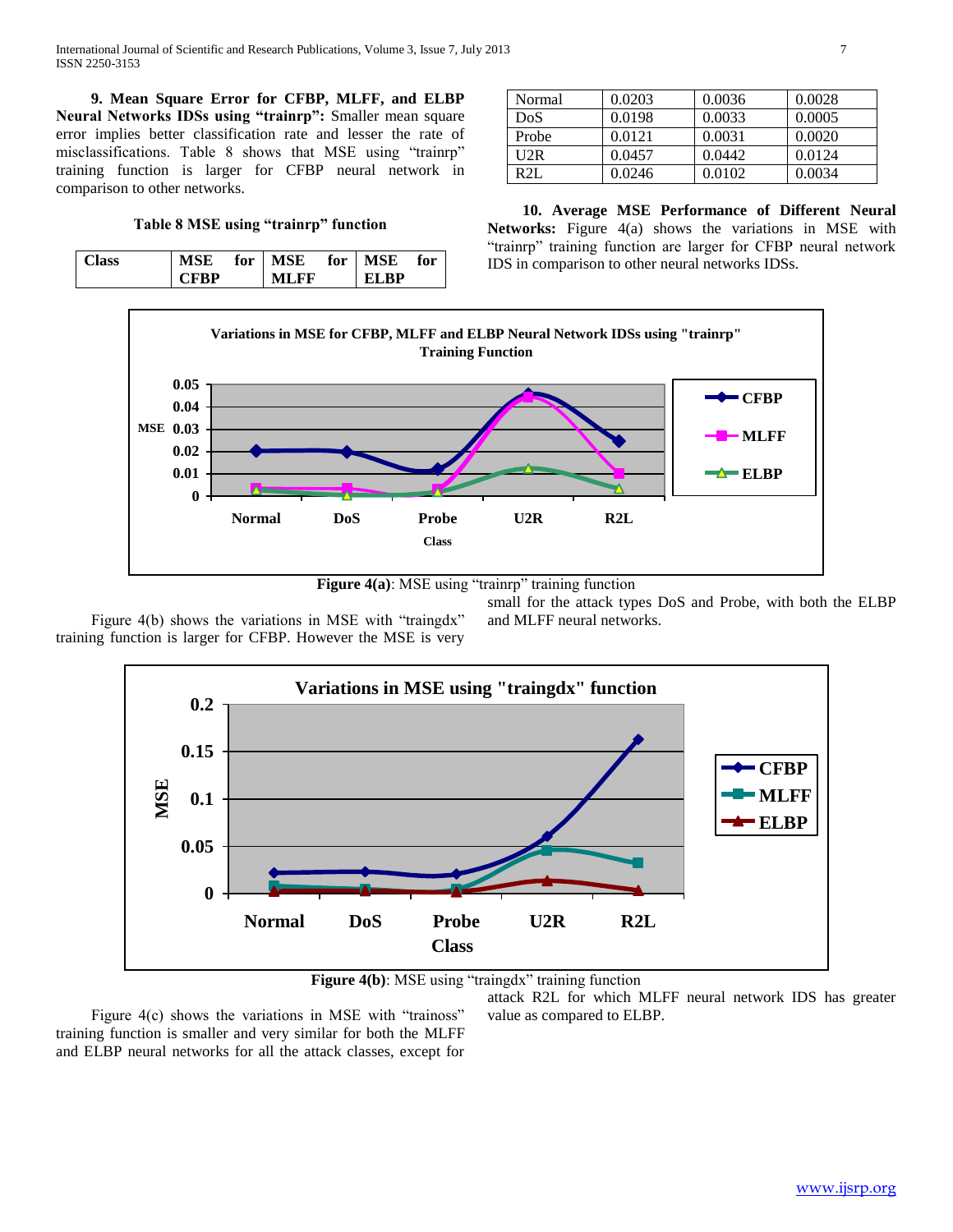**9. Mean Square Error for CFBP, MLFF, and ELBP Neural Networks IDSs using "trainrp":** Smaller mean square error implies better classification rate and lesser the rate of misclassifications. Table 8 shows that MSE using "trainrp" training function is larger for CFBP neural network in comparison to other networks.

**Table 8 MSE using "trainrp" function**

| Class | MSE for CFBP | MSE for MLFF | MSE for ELBP |
|---|---|---|---|
| Normal | 0.0203 | 0.0036 | 0.0028 |
| DoS | 0.0198 | 0.0033 | 0.0005 |
| Probe | 0.0121 | 0.0031 | 0.0020 |
| U2R | 0.0457 | 0.0442 | 0.0124 |
| R2L | 0.0246 | 0.0102 | 0.0034 |

**10. Average MSE Performance of Different Neural Networks:** Figure 4(a) shows the variations in MSE with "trainrp" training function are larger for CFBP neural network IDS in comparison to other neural networks IDSs.

**Figure 4(a)**: MSE using "trainrp" training function

Figure 4(b) shows the variations in MSE with "traingdx" training function is larger for CFBP. However the MSE is very small for the attack types DoS and Probe, with both the ELBP and MLFF neural networks.

**Figure 4(b)**: MSE using "traingdx" training function

Figure 4(c) shows the variations in MSE with "trainoss" training function is smaller and very similar for both the MLFF and ELBP neural networks for all the attack classes, except for attack R2L for which MLFF neural network IDS has greater value as compared to ELBP.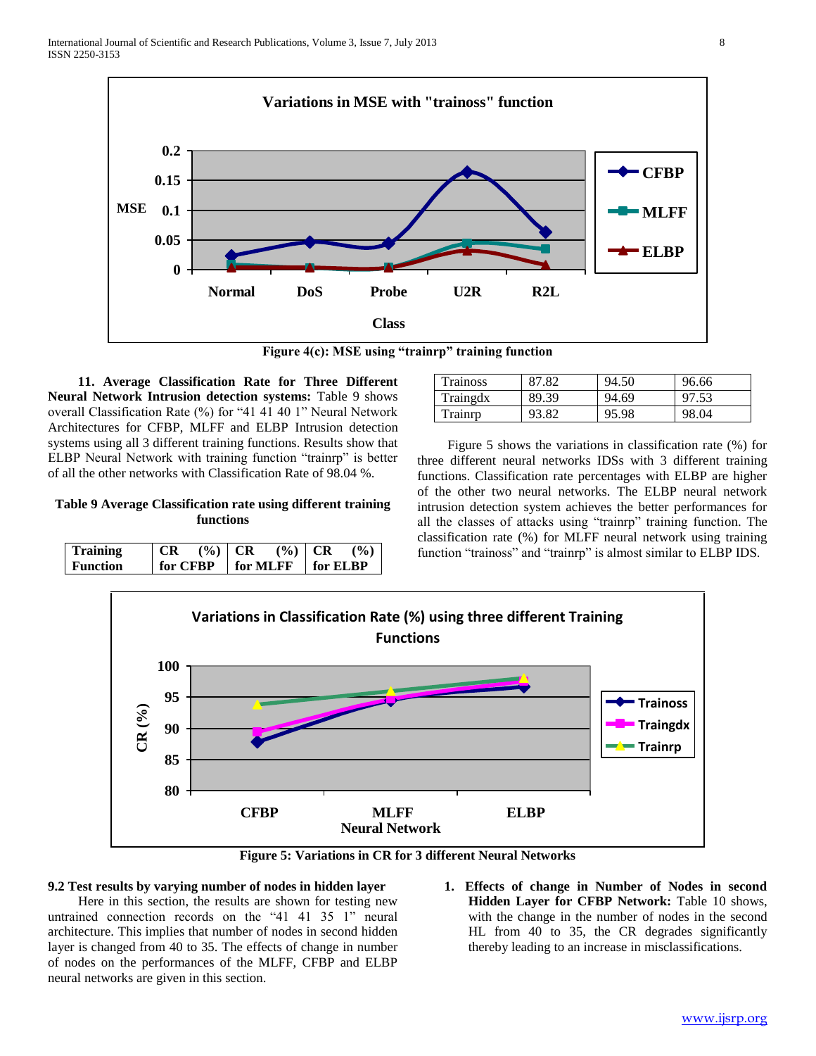Figure 4(c): MSE using "trainrp" training function

**11. Average Classification Rate for Three Different Neural Network Intrusion detection systems:** Table 9 shows overall Classification Rate (%) for "41 41 40 1" Neural Network Architectures for CFBP, MLFF and ELBP Intrusion detection systems using all 3 different training functions. Results show that ELBP Neural Network with training function "trainrp" is better of all the other networks with Classification Rate of 98.04 %.

**Table 9 Average Classification rate using different training functions**

| Training Function | CR (%) for CFBP | CR (%) for MLFF | CR (%) for ELBP |
|---|---|---|---|
| Trainoss | 87.82 | 94.50 | 96.66 |
| Traingdx | 89.39 | 94.69 | 97.53 |
| Trainrp | 93.82 | 95.98 | 98.04 |

Figure 5 shows the variations in classification rate (%) for three different neural networks IDSs with 3 different training functions. Classification rate percentages with ELBP are higher of the other two neural networks. The ELBP neural network intrusion detection system achieves the better performances for all the classes of attacks using "trainrp" training function. The classification rate (%) for MLFF neural network using training function "trainoss" and "trainrp" is almost similar to ELBP IDS.

**Figure 5: Variations in CR for 3 different Neural Networks**

### 9.2 Test results by varying number of nodes in hidden layer

Here in this section, the results are shown for testing new untrained connection records on the "41 41 35 1" neural architecture. This implies that number of nodes in second hidden layer is changed from 40 to 35. The effects of change in number of nodes on the performances of the MLFF, CFBP and ELBP neural networks are given in this section.

1. **Effects of change in Number of Nodes in second Hidden Layer for CFBP Network:** Table 10 shows, with the change in the number of nodes in the second HL from 40 to 35, the CR degrades significantly thereby leading to an increase in misclassifications.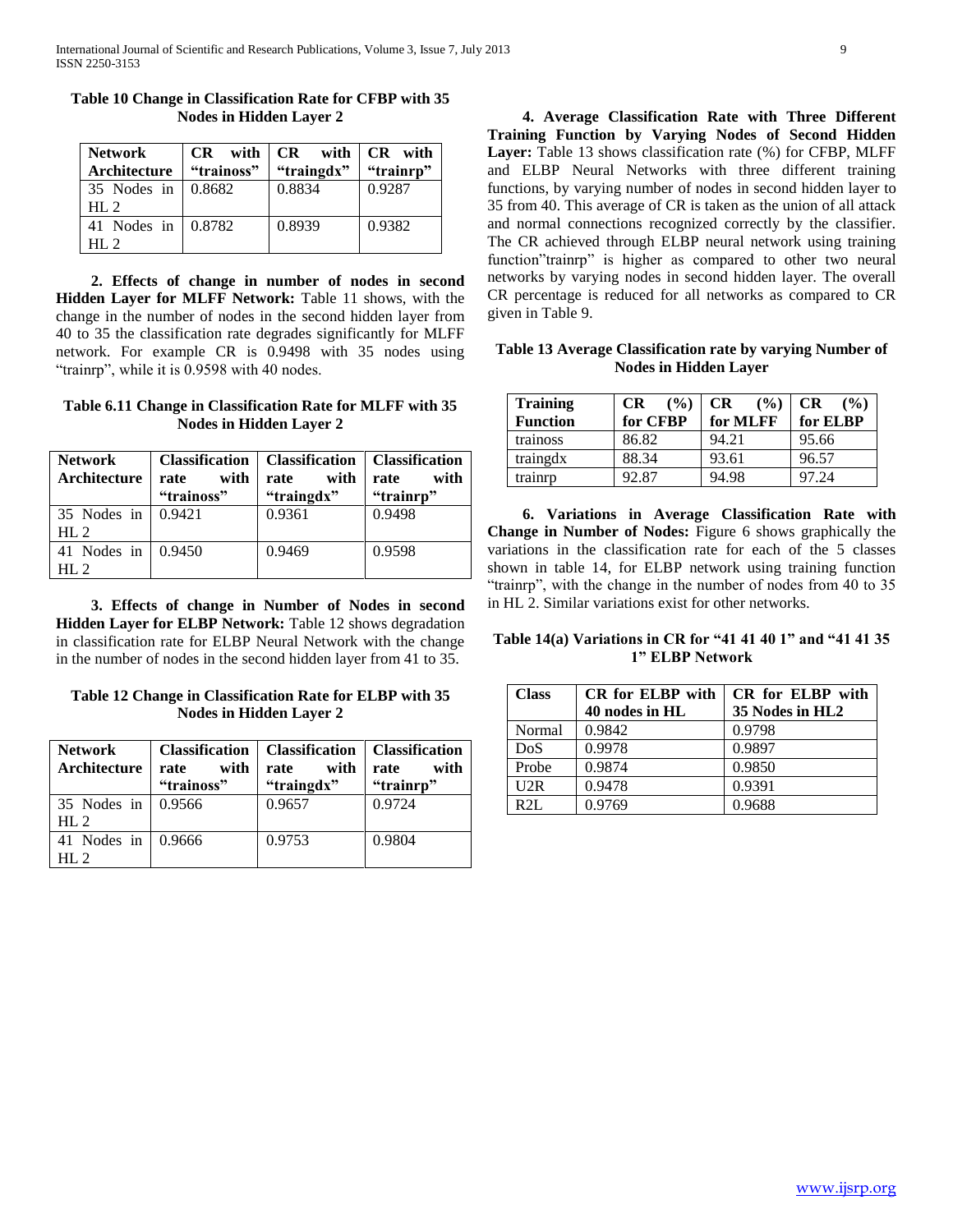**Table 10 Change in Classification Rate for CFBP with 35 Nodes in Hidden Layer 2**

| Network Architecture | CR with "trainoss" | CR with "traingdx" | CR with "trainrp" |
|---|---|---|---|
| 35 Nodes in HL 2 | 0.8682 | 0.8834 | 0.9287 |
| 41 Nodes in HL 2 | 0.8782 | 0.8939 | 0.9382 |

**2. Effects of change in number of nodes in second Hidden Layer for MLFF Network:** Table 11 shows, with the change in the number of nodes in the second hidden layer from 40 to 35 the classification rate degrades significantly for MLFF network. For example CR is 0.9498 with 35 nodes using "trainrp", while it is 0.9598 with 40 nodes.

**Table 6.11 Change in Classification Rate for MLFF with 35 Nodes in Hidden Layer 2**

| Network Architecture | Classification rate with "trainoss" | Classification rate with "traingdx" | Classification rate with "trainrp" |
|---|---|---|---|
| 35 Nodes in HL 2 | 0.9421 | 0.9361 | 0.9498 |
| 41 Nodes in HL 2 | 0.9450 | 0.9469 | 0.9598 |

**3. Effects of change in Number of Nodes in second Hidden Layer for ELBP Network:** Table 12 shows degradation in classification rate for ELBP Neural Network with the change in the number of nodes in the second hidden layer from 41 to 35.

**Table 12 Change in Classification Rate for ELBP with 35 Nodes in Hidden Layer 2**

| Network Architecture | Classification rate with "trainoss" | Classification rate with "traingdx" | Classification rate with "trainrp" |
|---|---|---|---|
| 35 Nodes in HL 2 | 0.9566 | 0.9657 | 0.9724 |
| 41 Nodes in HL 2 | 0.9666 | 0.9753 | 0.9804 |

**4. Average Classification Rate with Three Different Training Function by Varying Nodes of Second Hidden Layer:** Table 13 shows classification rate (%) for CFBP, MLFF and ELBP Neural Networks with three different training functions, by varying number of nodes in second hidden layer to 35 from 40. This average of CR is taken as the union of all attack and normal connections recognized correctly by the classifier. The CR achieved through ELBP neural network using training function"trainrp" is higher as compared to other two neural networks by varying nodes in second hidden layer. The overall CR percentage is reduced for all networks as compared to CR given in Table 9.

**Table 13 Average Classification rate by varying Number of Nodes in Hidden Layer**

| Training Function | CR (%) for CFBP | CR (%) for MLFF | CR (%) for ELBP |
|---|---|---|---|
| trainoss | 86.82 | 94.21 | 95.66 |
| traingdx | 88.34 | 93.61 | 96.57 |
| trainrp | 92.87 | 94.98 | 97.24 |

**6. Variations in Average Classification Rate with Change in Number of Nodes:** Figure 6 shows graphically the variations in the classification rate for each of the 5 classes shown in table 14, for ELBP network using training function "trainrp", with the change in the number of nodes from 40 to 35 in HL 2. Similar variations exist for other networks.

**Table 14(a) Variations in CR for "41 41 40 1" and "41 41 35 1" ELBP Network**

| Class | CR for ELBP with 40 nodes in HL | CR for ELBP with 35 Nodes in HL2 |
|---|---|---|
| Normal | 0.9842 | 0.9798 |
| DoS | 0.9978 | 0.9897 |
| Probe | 0.9874 | 0.9850 |
| U2R | 0.9478 | 0.9391 |
| R2L | 0.9769 | 0.9688 |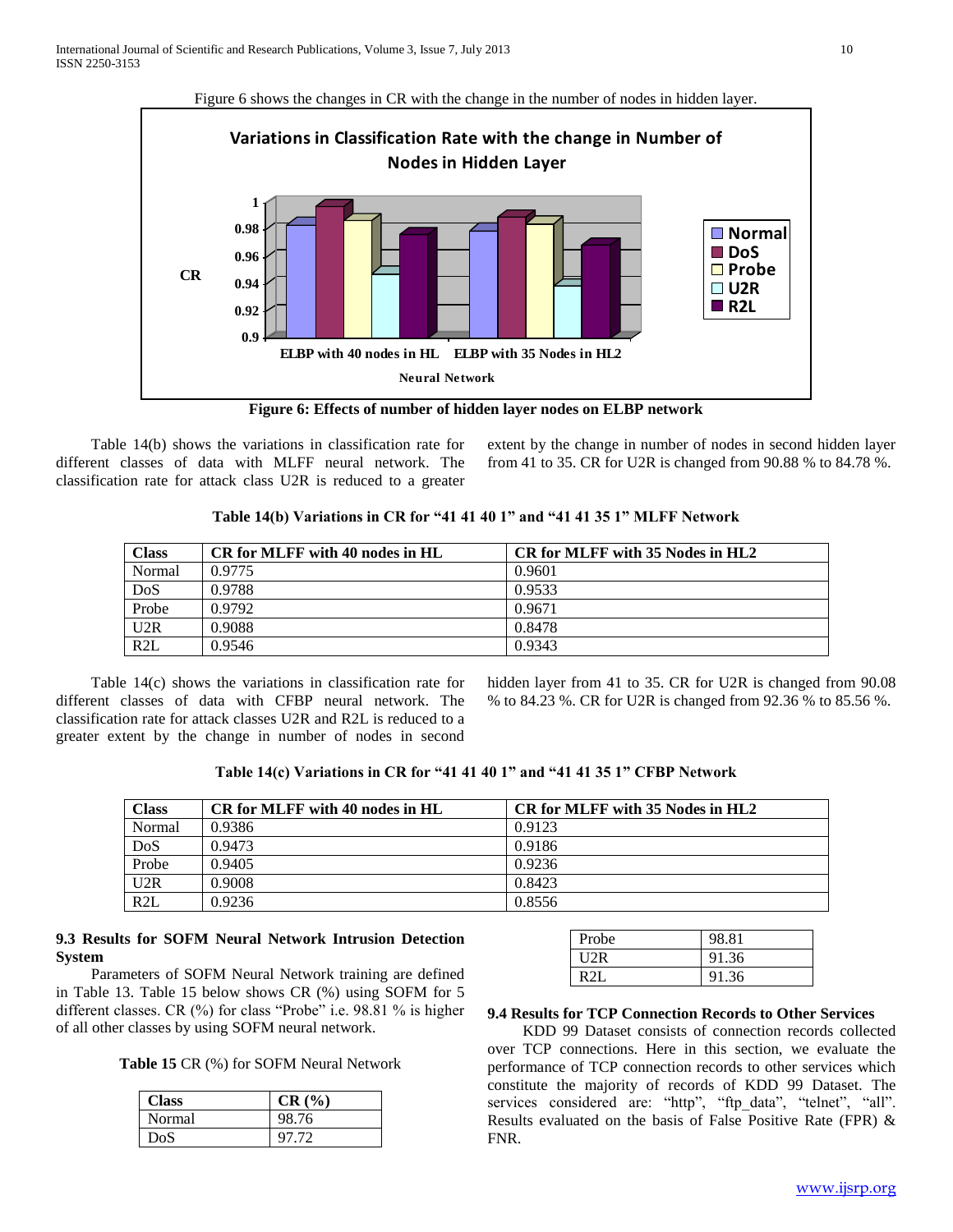Figure 6 shows the changes in CR with the change in the number of nodes in hidden layer.

**Figure 6: Effects of number of hidden layer nodes on ELBP network**

Table 14(b) shows the variations in classification rate for different classes of data with MLFF neural network. The classification rate for attack class U2R is reduced to a greater extent by the change in number of nodes in second hidden layer from 41 to 35. CR for U2R is changed from 90.88 % to 84.78 %.

**Table 14(b) Variations in CR for "41 41 40 1" and "41 41 35 1" MLFF Network**

| Class | CR for MLFF with 40 nodes in HL | CR for MLFF with 35 Nodes in HL2 |
|---|---|---|
| Normal | 0.9775 | 0.9601 |
| DoS | 0.9788 | 0.9533 |
| Probe | 0.9792 | 0.9671 |
| U2R | 0.9088 | 0.8478 |
| R2L | 0.9546 | 0.9343 |

Table 14(c) shows the variations in classification rate for different classes of data with CFBP neural network. The classification rate for attack classes U2R and R2L is reduced to a greater extent by the change in number of nodes in second hidden layer from 41 to 35. CR for U2R is changed from 90.08 % to 84.23 %. CR for U2R is changed from 92.36 % to 85.56 %.

**Table 14(c) Variations in CR for "41 41 40 1" and "41 41 35 1" CFBP Network**

| Class | CR for MLFF with 40 nodes in HL | CR for MLFF with 35 Nodes in HL2 |
|---|---|---|
| Normal | 0.9386 | 0.9123 |
| DoS | 0.9473 | 0.9186 |
| Probe | 0.9405 | 0.9236 |
| U2R | 0.9008 | 0.8423 |
| R2L | 0.9236 | 0.8556 |

### 9.3 Results for SOFM Neural Network Intrusion Detection System

Parameters of SOFM Neural Network training are defined in Table 13. Table 15 below shows CR (%) using SOFM for 5 different classes. CR (%) for class "Probe" i.e. 98.81 % is higher of all other classes by using SOFM neural network.

**Table 15** CR (%) for SOFM Neural Network

| Class | CR (%) |
|---|---|
| Normal | 98.76 |
| DoS | 97.72 |
| Probe | 98.81 |
| U2R | 91.36 |
| R2L | 91.36 |

### 9.4 Results for TCP Connection Records to Other Services

KDD 99 Dataset consists of connection records collected over TCP connections. Here in this section, we evaluate the performance of TCP connection records to other services which constitute the majority of records of KDD 99 Dataset. The services considered are: "http", "ftp_data", "telnet", "all". Results evaluated on the basis of False Positive Rate (FPR) & FNR.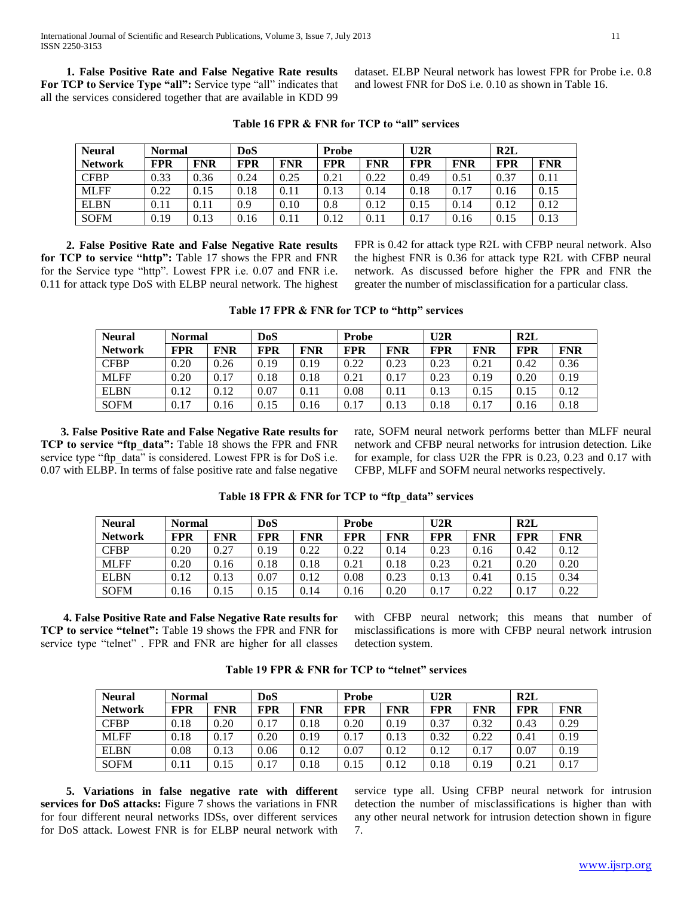**1. False Positive Rate and False Negative Rate results For TCP to Service Type "all":** Service type "all" indicates that all the services considered together that are available in KDD 99 dataset. ELBP Neural network has lowest FPR for Probe i.e. 0.8 and lowest FNR for DoS i.e. 0.10 as shown in Table 16.

**Table 16 FPR & FNR for TCP to "all" services**

| Neural | Normal | | DoS | | Probe | | U2R | | R2L | |
|---|---|---|---|---|---|---|---|---|---|---|
| Network | FPR | FNR | FPR | FNR | FPR | FNR | FPR | FNR | FPR | FNR |
| CFBP | 0.33 | 0.36 | 0.24 | 0.25 | 0.21 | 0.22 | 0.49 | 0.51 | 0.37 | 0.11 |
| MLFF | 0.22 | 0.15 | 0.18 | 0.11 | 0.13 | 0.14 | 0.18 | 0.17 | 0.16 | 0.15 |
| ELBN | 0.11 | 0.11 | 0.9 | 0.10 | 0.8 | 0.12 | 0.15 | 0.14 | 0.12 | 0.12 |
| SOFM | 0.19 | 0.13 | 0.16 | 0.11 | 0.12 | 0.11 | 0.17 | 0.16 | 0.15 | 0.13 |

**2. False Positive Rate and False Negative Rate results for TCP to service "http":** Table 17 shows the FPR and FNR for the Service type "http". Lowest FPR i.e. 0.07 and FNR i.e. 0.11 for attack type DoS with ELBP neural network. The highest FPR is 0.42 for attack type R2L with CFBP neural network. Also the highest FNR is 0.36 for attack type R2L with CFBP neural network. As discussed before higher the FPR and FNR the greater the number of misclassification for a particular class.

**Table 17 FPR & FNR for TCP to "http" services**

| Neural | Normal | | DoS | | Probe | | U2R | | R2L | |
|---|---|---|---|---|---|---|---|---|---|---|
| Network | FPR | FNR | FPR | FNR | FPR | FNR | FPR | FNR | FPR | FNR |
| CFBP | 0.20 | 0.26 | 0.19 | 0.19 | 0.22 | 0.23 | 0.23 | 0.21 | 0.42 | 0.36 |
| MLFF | 0.20 | 0.17 | 0.18 | 0.18 | 0.21 | 0.17 | 0.23 | 0.19 | 0.20 | 0.19 |
| ELBN | 0.12 | 0.12 | 0.07 | 0.11 | 0.08 | 0.11 | 0.13 | 0.15 | 0.15 | 0.12 |
| SOFM | 0.17 | 0.16 | 0.15 | 0.16 | 0.17 | 0.13 | 0.18 | 0.17 | 0.16 | 0.18 |

**3. False Positive Rate and False Negative Rate results for TCP to service "ftp_data":** Table 18 shows the FPR and FNR service type "ftp_data" is considered. Lowest FPR is for DoS i.e. 0.07 with ELBP. In terms of false positive rate and false negative rate, SOFM neural network performs better than MLFF neural network and CFBP neural networks for intrusion detection. Like for example, for class U2R the FPR is 0.23, 0.23 and 0.17 with CFBP, MLFF and SOFM neural networks respectively.

**Table 18 FPR & FNR for TCP to "ftp_data" services**

| Neural | Normal | | DoS | | Probe | | U2R | | R2L | |
|---|---|---|---|---|---|---|---|---|---|---|
| Network | FPR | FNR | FPR | FNR | FPR | FNR | FPR | FNR | FPR | FNR |
| CFBP | 0.20 | 0.27 | 0.19 | 0.22 | 0.22 | 0.14 | 0.23 | 0.16 | 0.42 | 0.12 |
| MLFF | 0.20 | 0.16 | 0.18 | 0.18 | 0.21 | 0.18 | 0.23 | 0.21 | 0.20 | 0.20 |
| ELBN | 0.12 | 0.13 | 0.07 | 0.12 | 0.08 | 0.23 | 0.13 | 0.41 | 0.15 | 0.34 |
| SOFM | 0.16 | 0.15 | 0.15 | 0.14 | 0.16 | 0.20 | 0.17 | 0.22 | 0.17 | 0.22 |

**4. False Positive Rate and False Negative Rate results for TCP to service "telnet":** Table 19 shows the FPR and FNR for service type "telnet" . FPR and FNR are higher for all classes with CFBP neural network; this means that number of misclassifications is more with CFBP neural network intrusion detection system.

**Table 19 FPR & FNR for TCP to "telnet" services**

| Neural | Normal | | DoS | | Probe | | U2R | | R2L | |
|---|---|---|---|---|---|---|---|---|---|---|
| Network | FPR | FNR | FPR | FNR | FPR | FNR | FPR | FNR | FPR | FNR |
| CFBP | 0.18 | 0.20 | 0.17 | 0.18 | 0.20 | 0.19 | 0.37 | 0.32 | 0.43 | 0.29 |
| MLFF | 0.18 | 0.17 | 0.20 | 0.19 | 0.17 | 0.13 | 0.32 | 0.22 | 0.41 | 0.19 |
| ELBN | 0.08 | 0.13 | 0.06 | 0.12 | 0.07 | 0.12 | 0.12 | 0.17 | 0.07 | 0.19 |
| SOFM | 0.11 | 0.15 | 0.17 | 0.18 | 0.15 | 0.12 | 0.18 | 0.19 | 0.21 | 0.17 |

**5. Variations in false negative rate with different services for DoS attacks:** Figure 7 shows the variations in FNR for four different neural networks IDSs, over different services for DoS attack. Lowest FNR is for ELBP neural network with service type all. Using CFBP neural network for intrusion detection the number of misclassifications is higher than with any other neural network for intrusion detection shown in figure 7.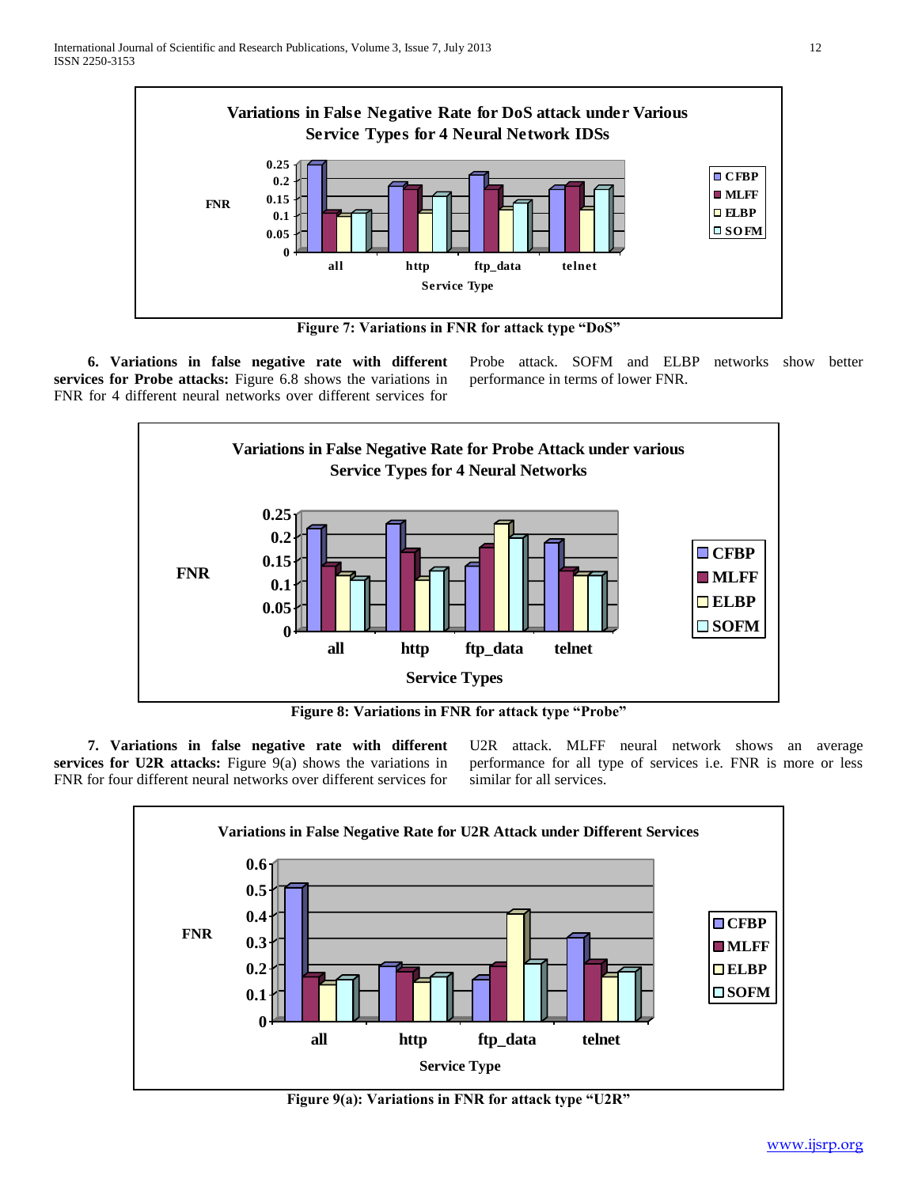Figure 7: Variations in FNR for attack type "DoS"

**6. Variations in false negative rate with different services for Probe attacks:** Figure 6.8 shows the variations in FNR for 4 different neural networks over different services for Probe attack. SOFM and ELBP networks show better performance in terms of lower FNR.

Figure 8: Variations in FNR for attack type "Probe"

**7. Variations in false negative rate with different services for U2R attacks:** Figure 9(a) shows the variations in FNR for four different neural networks over different services for U2R attack. MLFF neural network shows an average performance for all type of services i.e. FNR is more or less similar for all services.

Figure 9(a): Variations in FNR for attack type "U2R"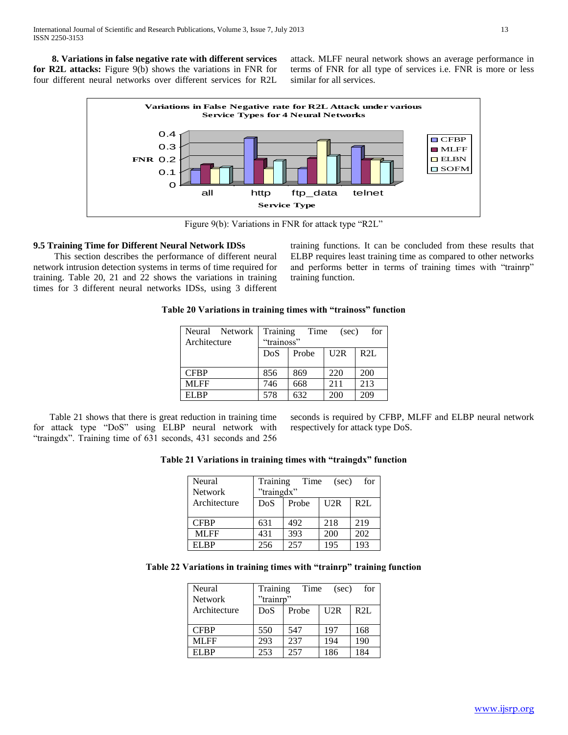**8. Variations in false negative rate with different services for R2L attacks:** Figure 9(b) shows the variations in FNR for four different neural networks over different services for R2L attack. MLFF neural network shows an average performance in terms of FNR for all type of services i.e. FNR is more or less similar for all services.

Figure 9(b): Variations in FNR for attack type "R2L"

### 9.5 Training Time for Different Neural Network IDSs

This section describes the performance of different neural network intrusion detection systems in terms of time required for training. Table 20, 21 and 22 shows the variations in training times for 3 different neural networks IDSs, using 3 different training functions. It can be concluded from these results that ELBP requires least training time as compared to other networks and performs better in terms of training times with "trainrp" training function.

**Table 20 Variations in training times with "trainoss" function**

| Neural Network Architecture | Training Time (sec) for "trainoss" | | | |
|---|---|---|---|---|
| | DoS | Probe | U2R | R2L |
| CFBP | 856 | 869 | 220 | 200 |
| MLFF | 746 | 668 | 211 | 213 |
| ELBP | 578 | 632 | 200 | 209 |

Table 21 shows that there is great reduction in training time for attack type "DoS" using ELBP neural network with "traingdx". Training time of 631 seconds, 431 seconds and 256 seconds is required by CFBP, MLFF and ELBP neural network respectively for attack type DoS.

**Table 21 Variations in training times with "traingdx" function**

| Neural Network Architecture | Training Time (sec) for "traingdx" | | | |
|---|---|---|---|---|
| | DoS | Probe | U2R | R2L |
| CFBP | 631 | 492 | 218 | 219 |
| MLFF | 431 | 393 | 200 | 202 |
| ELBP | 256 | 257 | 195 | 193 |

**Table 22 Variations in training times with "trainrp" training function**

| Neural Network Architecture | Training Time (sec) for "trainrp" | | | |
|---|---|---|---|---|
| | DoS | Probe | U2R | R2L |
| CFBP | 550 | 547 | 197 | 168 |
| MLFF | 293 | 237 | 194 | 190 |
| ELBP | 253 | 257 | 186 | 184 |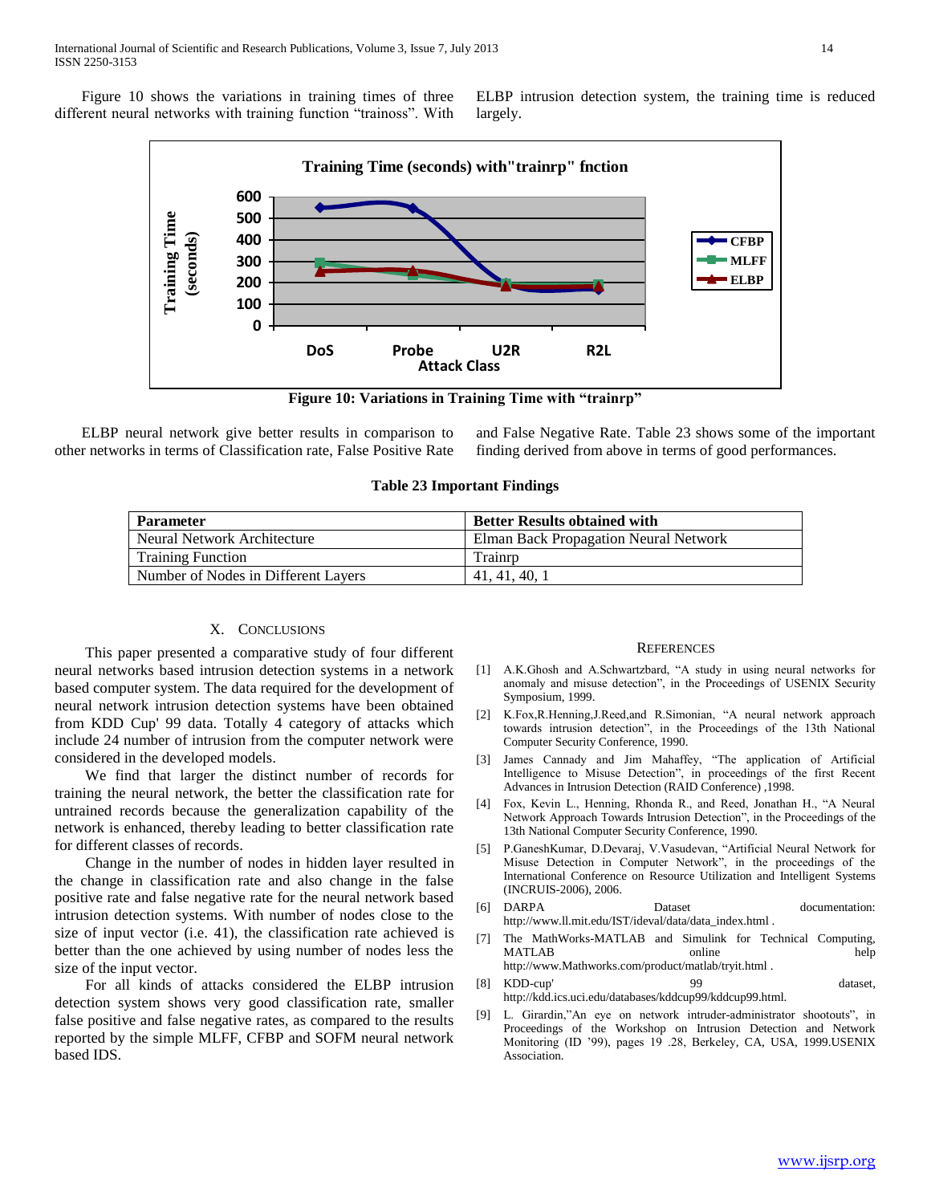Figure 10 shows the variations in training times of three different neural networks with training function "trainoss". With ELBP intrusion detection system, the training time is reduced largely.

Figure 10: Variations in Training Time with "trainrp"

ELBP neural network give better results in comparison to other networks in terms of Classification rate, False Positive Rate and False Negative Rate. Table 23 shows some of the important finding derived from above in terms of good performances.

**Table 23 Important Findings**

| Parameter | Better Results obtained with |
|---|---|
| Neural Network Architecture | Elman Back Propagation Neural Network |
| Training Function | Trainrp |
| Number of Nodes in Different Layers | 41, 41, 40, 1 |

## X. Conclusions

This paper presented a comparative study of four different neural networks based intrusion detection systems in a network based computer system. The data required for the development of neural network intrusion detection systems have been obtained from KDD Cup' 99 data. Totally 4 category of attacks which include 24 number of intrusion from the computer network were considered in the developed models.

We find that larger the distinct number of records for training the neural network, the better the classification rate for untrained records because the generalization capability of the network is enhanced, thereby leading to better classification rate for different classes of records.

Change in the number of nodes in hidden layer resulted in the change in classification rate and also change in the false positive rate and false negative rate for the neural network based intrusion detection systems. With number of nodes close to the size of input vector (i.e. 41), the classification rate achieved is better than the one achieved by using number of nodes less the size of the input vector.

For all kinds of attacks considered the ELBP intrusion detection system shows very good classification rate, smaller false positive and false negative rates, as compared to the results reported by the simple MLFF, CFBP and SOFM neural network based IDS.

## References

[1] A.K.Ghosh and A.Schwartzbard, "A study in using neural networks for anomaly and misuse detection", in the Proceedings of USENIX Security Symposium, 1999.

[2] K.Fox,R.Henning,J.Reed,and R.Simonian, "A neural network approach towards intrusion detection", in the Proceedings of the 13th National Computer Security Conference, 1990.

[3] James Cannady and Jim Mahaffey, "The application of Artificial Intelligence to Misuse Detection", in proceedings of the first Recent Advances in Intrusion Detection (RAID Conference) ,1998.

[4] Fox, Kevin L., Henning, Rhonda R., and Reed, Jonathan H., "A Neural Network Approach Towards Intrusion Detection", in the Proceedings of the 13th National Computer Security Conference, 1990.

[5] P.GaneshKumar, D.Devaraj, V.Vasudevan, "Artificial Neural Network for Misuse Detection in Computer Network", in the proceedings of the International Conference on Resource Utilization and Intelligent Systems (INCRUIS-2006), 2006.

[6] DARPA Dataset documentation: http://www.ll.mit.edu/IST/ideval/data/data_index.html .

[7] The MathWorks-MATLAB and Simulink for Technical Computing, MATLAB online help http://www.Mathworks.com/product/matlab/tryit.html .

[8] KDD-cup' 99 dataset, http://kdd.ics.uci.edu/databases/kddcup99/kddcup99.html.

[9] L. Girardin,"An eye on network intruder-administrator shootouts", in Proceedings of the Workshop on Intrusion Detection and Network Monitoring (ID '99), pages 19 .28, Berkeley, CA, USA, 1999.USENIX Association.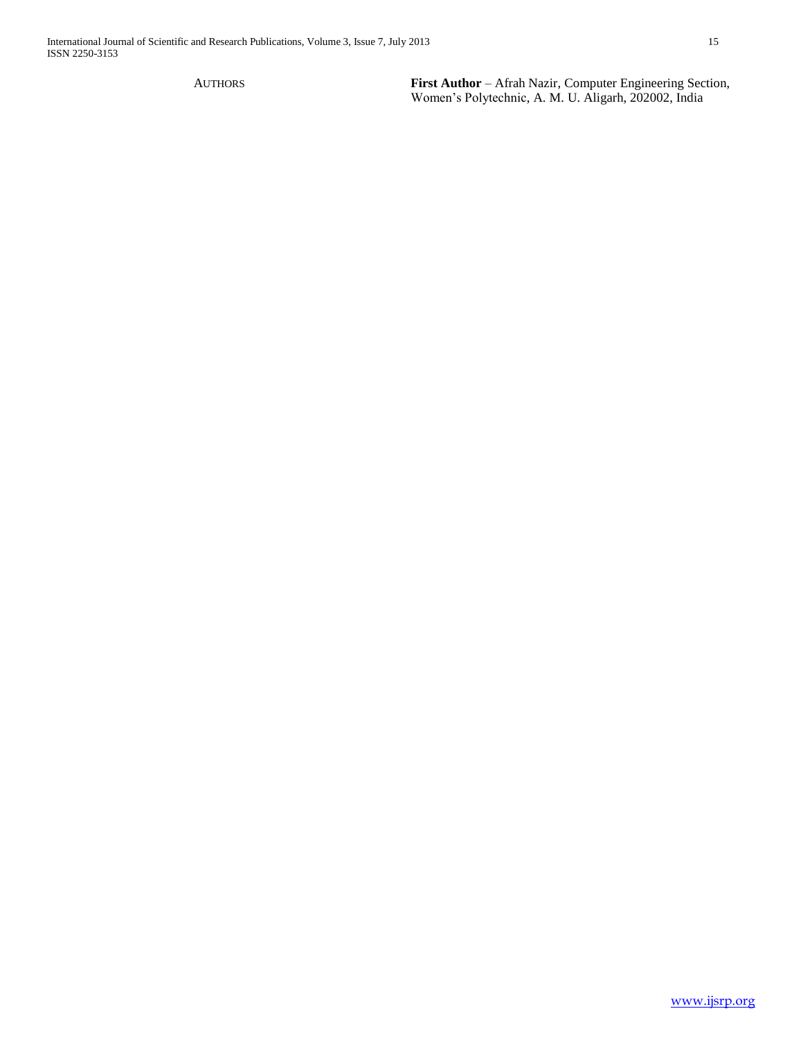AUTHORS

**First Author** – Afrah Nazir, Computer Engineering Section, Women's Polytechnic, A. M. U. Aligarh, 202002, India